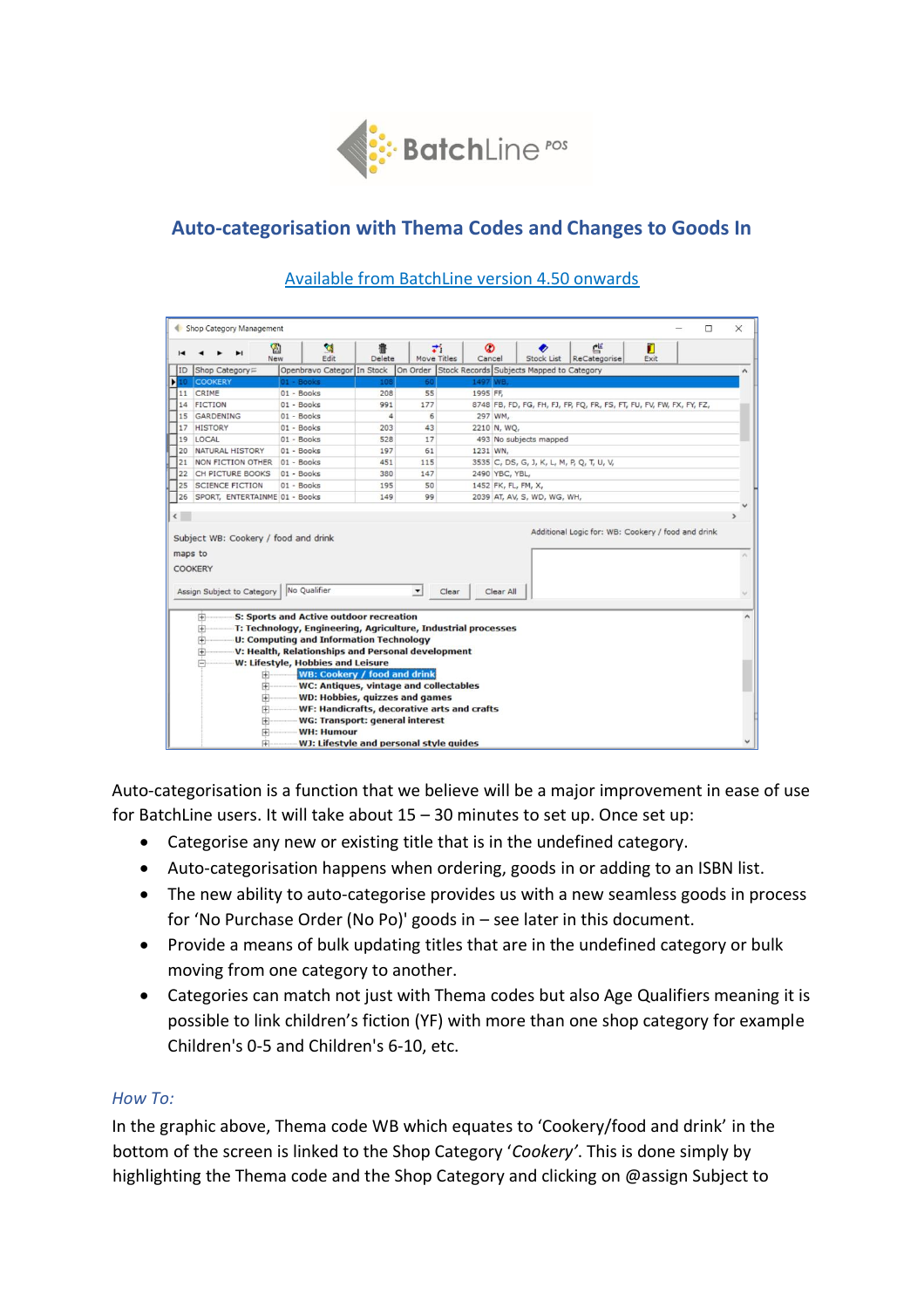# Auto-categorisation with Thema Codes and Changes to Goods In

Available from BatchLine version 4.50 onwards

Auto-categorisation is a function that we believe will be a major improvement in ease of use for BatchLine users. It will take about 15 – 30 minutes to set up. Once set up:

- Categorise any new or existing title that is in the undefined category.
- Auto-categorisation happens when ordering, goods in or adding to an ISBN list.
- The new ability to auto-categorise provides us with a new seamless goods in process for 'No Purchase Order (No Po)' goods in – see later in this document.
- Provide a means of bulk updating titles that are in the undefined category or bulk moving from one category to another.
- Categories can match not just with Thema codes but also Age Qualifiers meaning it is possible to link children's fiction (YF) with more than one shop category for example Children's 0-5 and Children's 6-10, etc.

*How To:*

In the graphic above, Thema code WB which equates to 'Cookery/food and drink' in the bottom of the screen is linked to the Shop Category '*Cookery*'. This is done simply by highlighting the Thema code and the Shop Category and clicking on @assign Subject to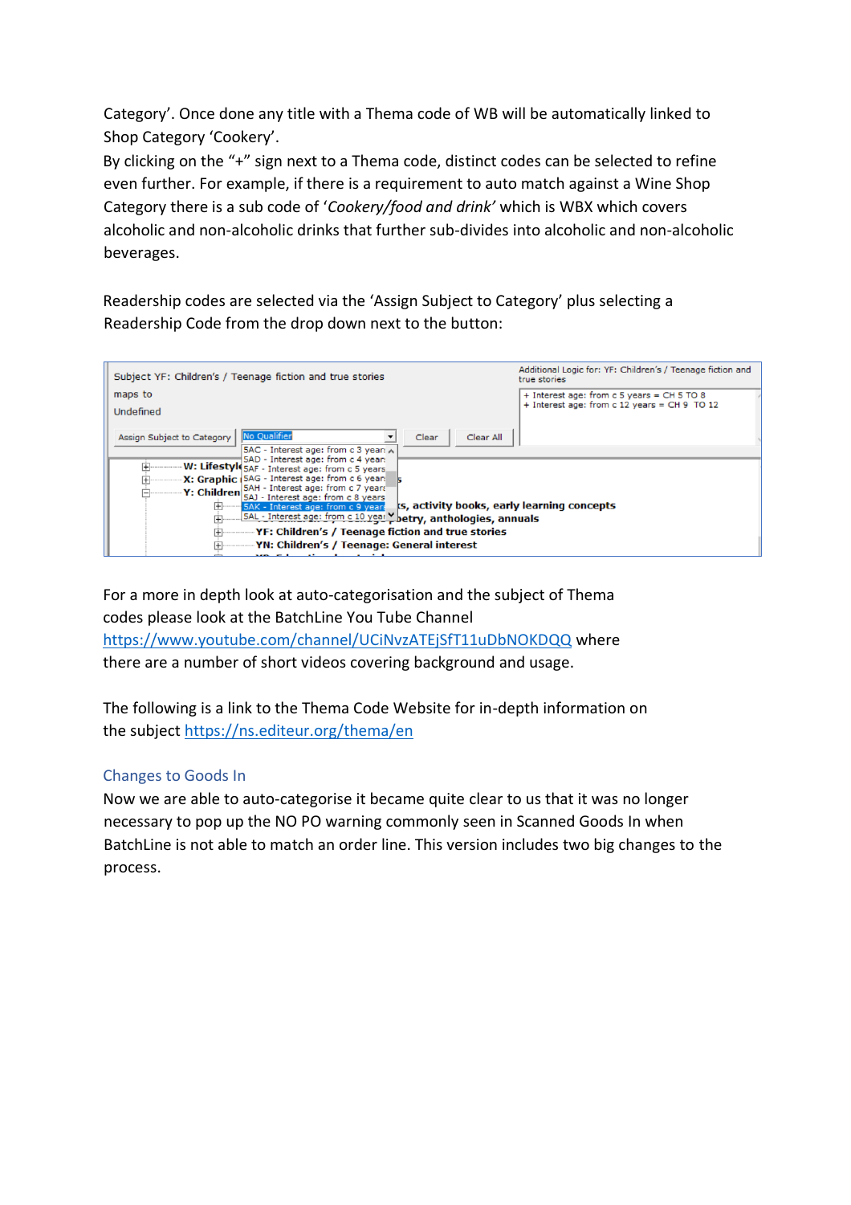Category'. Once done any title with a Thema code of WB will be automatically linked to Shop Category 'Cookery'.
By clicking on the "+" sign next to a Thema code, distinct codes can be selected to refine even further. For example, if there is a requirement to auto match against a Wine Shop Category there is a sub code of '*Cookery/food and drink*' which is WBX which covers alcoholic and non-alcoholic drinks that further sub-divides into alcoholic and non-alcoholic beverages.

Readership codes are selected via the 'Assign Subject to Category' plus selecting a Readership Code from the drop down next to the button:

For a more in depth look at auto-categorisation and the subject of Thema codes please look at the BatchLine You Tube Channel https://www.youtube.com/channel/UCiNvzATEjSfT11uDbNOKDQQ where there are a number of short videos covering background and usage.

The following is a link to the Thema Code Website for in-depth information on the subject https://ns.editeur.org/thema/en

## Changes to Goods In

Now we are able to auto-categorise it became quite clear to us that it was no longer necessary to pop up the NO PO warning commonly seen in Scanned Goods In when BatchLine is not able to match an order line. This version includes two big changes to the process.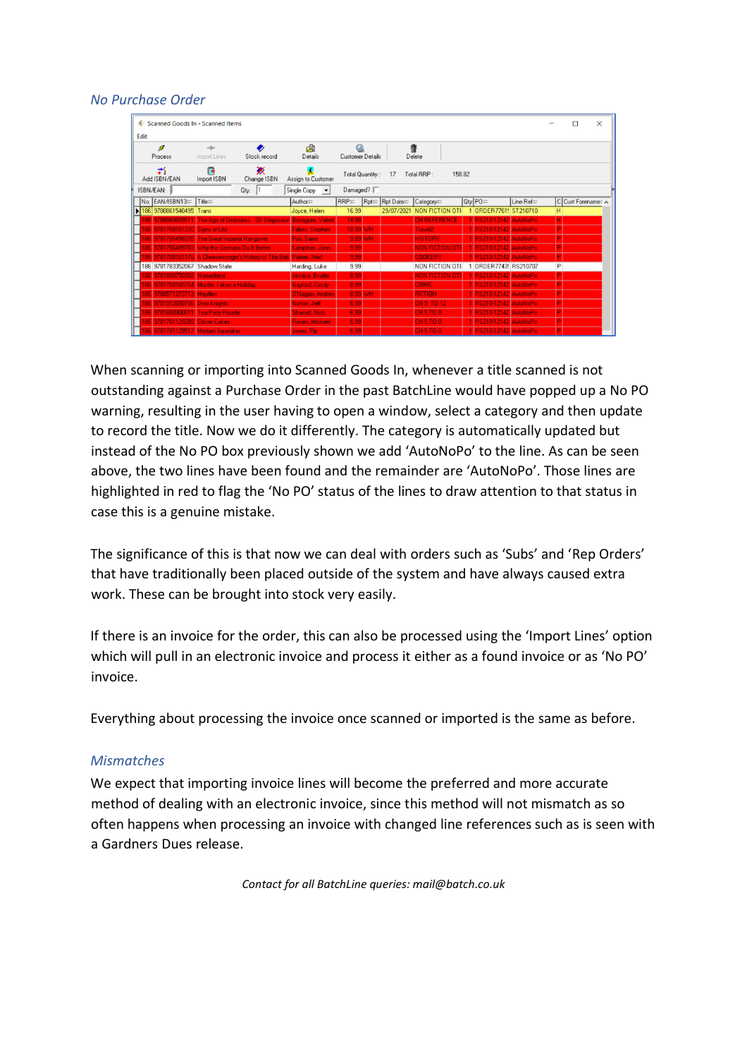### *No Purchase Order*

When scanning or importing into Scanned Goods In, whenever a title scanned is not outstanding against a Purchase Order in the past BatchLine would have popped up a No PO warning, resulting in the user having to open a window, select a category and then update to record the title. Now we do it differently. The category is automatically updated but instead of the No PO box previously shown we add 'AutoNoPo' to the line. As can be seen above, the two lines have been found and the remainder are 'AutoNoPo'. Those lines are highlighted in red to flag the 'No PO' status of the lines to draw attention to that status in case this is a genuine mistake.

The significance of this is that now we can deal with orders such as 'Subs' and 'Rep Orders' that have traditionally been placed outside of the system and have always caused extra work. These can be brought into stock very easily.

If there is an invoice for the order, this can also be processed using the 'Import Lines' option which will pull in an electronic invoice and process it either as a found invoice or as 'No PO' invoice.

Everything about processing the invoice once scanned or imported is the same as before.

### *Mismatches*

We expect that importing invoice lines will become the preferred and more accurate method of dealing with an electronic invoice, since this method will not mismatch as so often happens when processing an invoice with changed line references such as is seen with a Gardners Dues release.

*Contact for all BatchLine queries: mail@batch.co.uk*